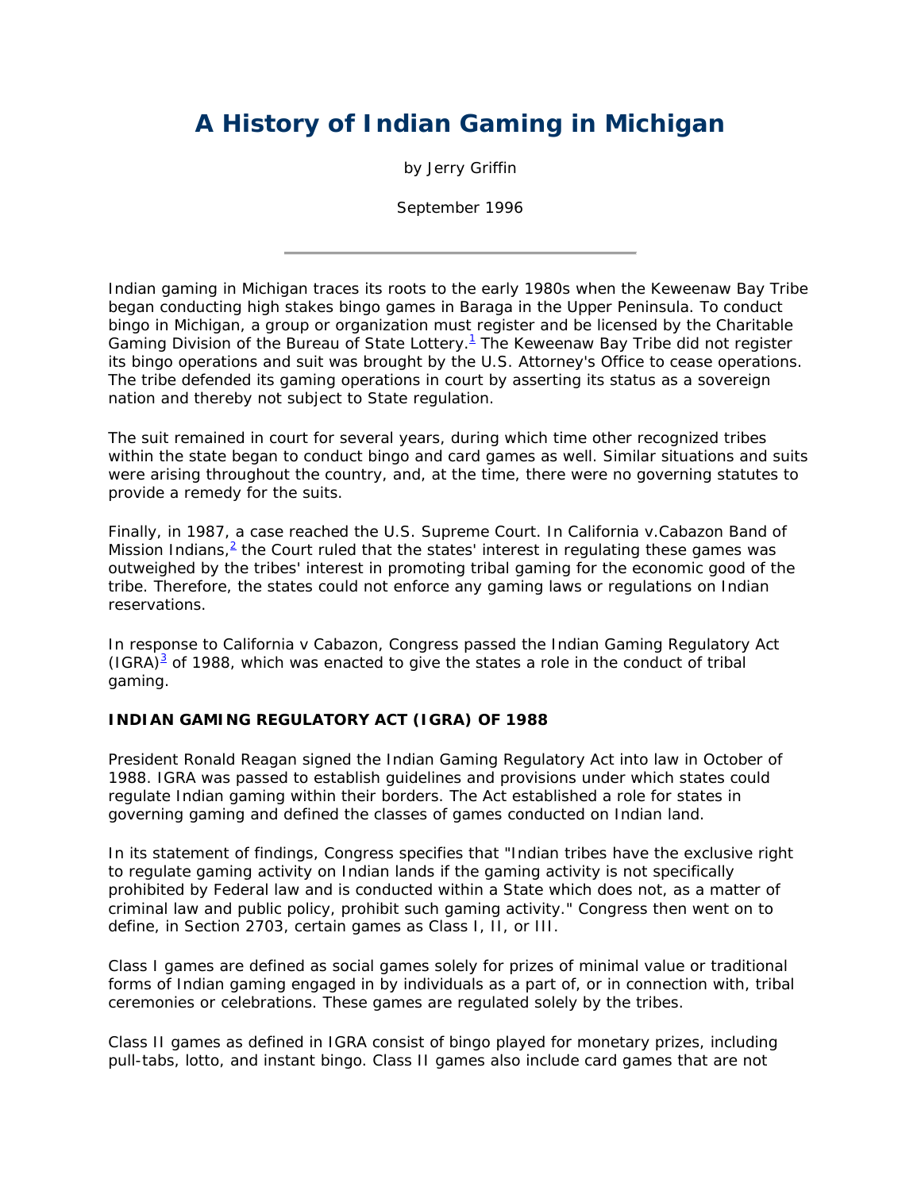# A History of Indian Gaming in Michigan

by Jerry Griffin

September 1996

---

Indian gaming in Michigan traces its roots to the early 1980s when the Keweenaw Bay Tribe began conducting high stakes bingo games in Baraga in the Upper Peninsula. To conduct bingo in Michigan, a group or organization must register and be licensed by the Charitable Gaming Division of the Bureau of State Lottery.[1] The Keweenaw Bay Tribe did not register its bingo operations and suit was brought by the U.S. Attorney's Office to cease operations. The tribe defended its gaming operations in court by asserting its status as a sovereign nation and thereby not subject to State regulation.

The suit remained in court for several years, during which time other recognized tribes within the state began to conduct bingo and card games as well. Similar situations and suits were arising throughout the country, and, at the time, there were no governing statutes to provide a remedy for the suits.

Finally, in 1987, a case reached the U.S. Supreme Court. In California v.Cabazon Band of Mission Indians,[2] the Court ruled that the states' interest in regulating these games was outweighed by the tribes' interest in promoting tribal gaming for the economic good of the tribe. Therefore, the states could not enforce any gaming laws or regulations on Indian reservations.

In response to California v Cabazon, Congress passed the Indian Gaming Regulatory Act (IGRA)[3] of 1988, which was enacted to give the states a role in the conduct of tribal gaming.

**INDIAN GAMING REGULATORY ACT (IGRA) OF 1988**

President Ronald Reagan signed the Indian Gaming Regulatory Act into law in October of 1988. IGRA was passed to establish guidelines and provisions under which states could regulate Indian gaming within their borders. The Act established a role for states in governing gaming and defined the classes of games conducted on Indian land.

In its statement of findings, Congress specifies that "Indian tribes have the exclusive right to regulate gaming activity on Indian lands if the gaming activity is not specifically prohibited by Federal law and is conducted within a State which does not, as a matter of criminal law and public policy, prohibit such gaming activity." Congress then went on to define, in Section 2703, certain games as Class I, II, or III.

Class I games are defined as social games solely for prizes of minimal value or traditional forms of Indian gaming engaged in by individuals as a part of, or in connection with, tribal ceremonies or celebrations. These games are regulated solely by the tribes.

Class II games as defined in IGRA consist of bingo played for monetary prizes, including pull-tabs, lotto, and instant bingo. Class II games also include card games that are not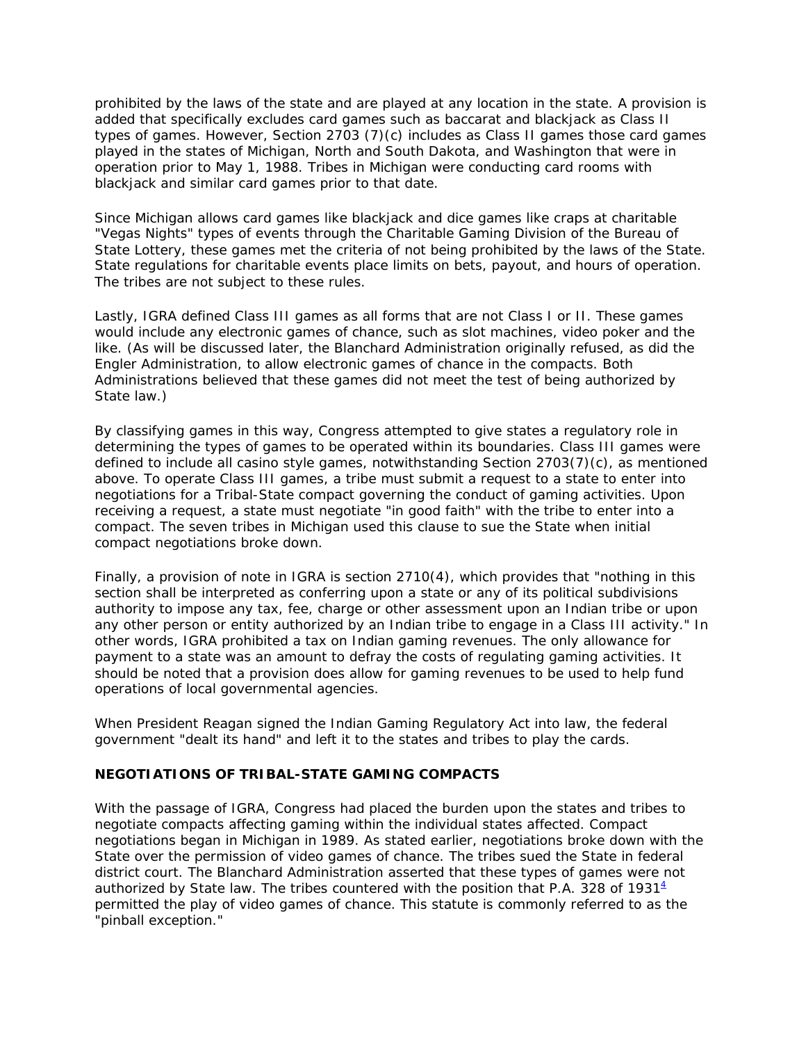prohibited by the laws of the state and are played at any location in the state. A provision is added that specifically excludes card games such as baccarat and blackjack as Class II types of games. However, Section 2703 (7)(c) includes as Class II games those card games played in the states of Michigan, North and South Dakota, and Washington that were in operation prior to May 1, 1988. Tribes in Michigan were conducting card rooms with blackjack and similar card games prior to that date.

Since Michigan allows card games like blackjack and dice games like craps at charitable "Vegas Nights" types of events through the Charitable Gaming Division of the Bureau of State Lottery, these games met the criteria of not being prohibited by the laws of the State. State regulations for charitable events place limits on bets, payout, and hours of operation. The tribes are not subject to these rules.

Lastly, IGRA defined Class III games as all forms that are not Class I or II. These games would include any electronic games of chance, such as slot machines, video poker and the like. (As will be discussed later, the Blanchard Administration originally refused, as did the Engler Administration, to allow electronic games of chance in the compacts. Both Administrations believed that these games did not meet the test of being authorized by State law.)

By classifying games in this way, Congress attempted to give states a regulatory role in determining the types of games to be operated within its boundaries. Class III games were defined to include all casino style games, notwithstanding Section 2703(7)(c), as mentioned above. To operate Class III games, a tribe must submit a request to a state to enter into negotiations for a Tribal-State compact governing the conduct of gaming activities. Upon receiving a request, a state must negotiate "in good faith" with the tribe to enter into a compact. The seven tribes in Michigan used this clause to sue the State when initial compact negotiations broke down.

Finally, a provision of note in IGRA is section 2710(4), which provides that "nothing in this section shall be interpreted as conferring upon a state or any of its political subdivisions authority to impose any tax, fee, charge or other assessment upon an Indian tribe or upon any other person or entity authorized by an Indian tribe to engage in a Class III activity." In other words, IGRA prohibited a tax on Indian gaming revenues. The only allowance for payment to a state was an amount to defray the costs of regulating gaming activities. It should be noted that a provision does allow for gaming revenues to be used to help fund operations of local governmental agencies.

When President Reagan signed the Indian Gaming Regulatory Act into law, the federal government "dealt its hand" and left it to the states and tribes to play the cards.

**NEGOTIATIONS OF TRIBAL-STATE GAMING COMPACTS**

With the passage of IGRA, Congress had placed the burden upon the states and tribes to negotiate compacts affecting gaming within the individual states affected. Compact negotiations began in Michigan in 1989. As stated earlier, negotiations broke down with the State over the permission of video games of chance. The tribes sued the State in federal district court. The Blanchard Administration asserted that these types of games were not authorized by State law. The tribes countered with the position that P.A. 328 of 1931[4] permitted the play of video games of chance. This statute is commonly referred to as the "pinball exception."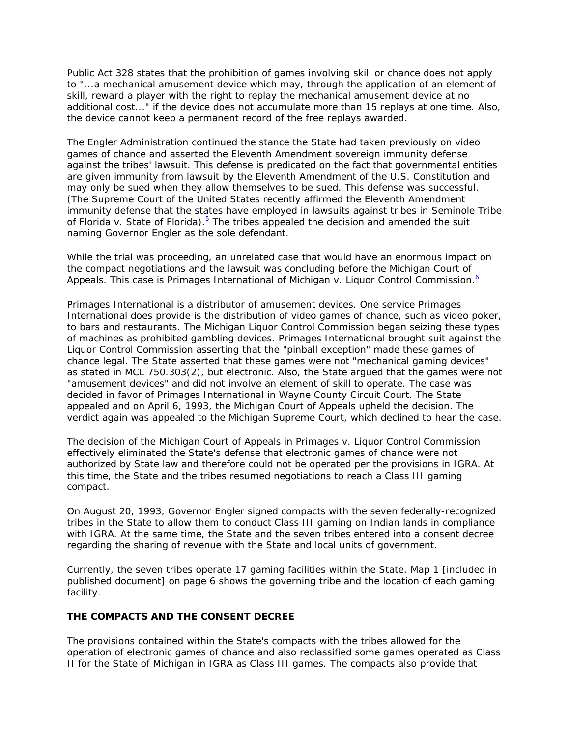Public Act 328 states that the prohibition of games involving skill or chance does not apply to "...a mechanical amusement device which may, through the application of an element of skill, reward a player with the right to replay the mechanical amusement device at no additional cost..." if the device does not accumulate more than 15 replays at one time. Also, the device cannot keep a permanent record of the free replays awarded.

The Engler Administration continued the stance the State had taken previously on video games of chance and asserted the Eleventh Amendment sovereign immunity defense against the tribes' lawsuit. This defense is predicated on the fact that governmental entities are given immunity from lawsuit by the Eleventh Amendment of the U.S. Constitution and may only be sued when they allow themselves to be sued. This defense was successful. (The Supreme Court of the United States recently affirmed the Eleventh Amendment immunity defense that the states have employed in lawsuits against tribes in Seminole Tribe of Florida v. State of Florida).[5] The tribes appealed the decision and amended the suit naming Governor Engler as the sole defendant.

While the trial was proceeding, an unrelated case that would have an enormous impact on the compact negotiations and the lawsuit was concluding before the Michigan Court of Appeals. This case is Primages International of Michigan v. Liquor Control Commission.[6]

Primages International is a distributor of amusement devices. One service Primages International does provide is the distribution of video games of chance, such as video poker, to bars and restaurants. The Michigan Liquor Control Commission began seizing these types of machines as prohibited gambling devices. Primages International brought suit against the Liquor Control Commission asserting that the "pinball exception" made these games of chance legal. The State asserted that these games were not "mechanical gaming devices" as stated in MCL 750.303(2), but electronic. Also, the State argued that the games were not "amusement devices" and did not involve an element of skill to operate. The case was decided in favor of Primages International in Wayne County Circuit Court. The State appealed and on April 6, 1993, the Michigan Court of Appeals upheld the decision. The verdict again was appealed to the Michigan Supreme Court, which declined to hear the case.

The decision of the Michigan Court of Appeals in Primages v. Liquor Control Commission effectively eliminated the State's defense that electronic games of chance were not authorized by State law and therefore could not be operated per the provisions in IGRA. At this time, the State and the tribes resumed negotiations to reach a Class III gaming compact.

On August 20, 1993, Governor Engler signed compacts with the seven federally-recognized tribes in the State to allow them to conduct Class III gaming on Indian lands in compliance with IGRA. At the same time, the State and the seven tribes entered into a consent decree regarding the sharing of revenue with the State and local units of government.

Currently, the seven tribes operate 17 gaming facilities within the State. Map 1 [included in published document] on page 6 shows the governing tribe and the location of each gaming facility.

### THE COMPACTS AND THE CONSENT DECREE

The provisions contained within the State's compacts with the tribes allowed for the operation of electronic games of chance and also reclassified some games operated as Class II for the State of Michigan in IGRA as Class III games. The compacts also provide that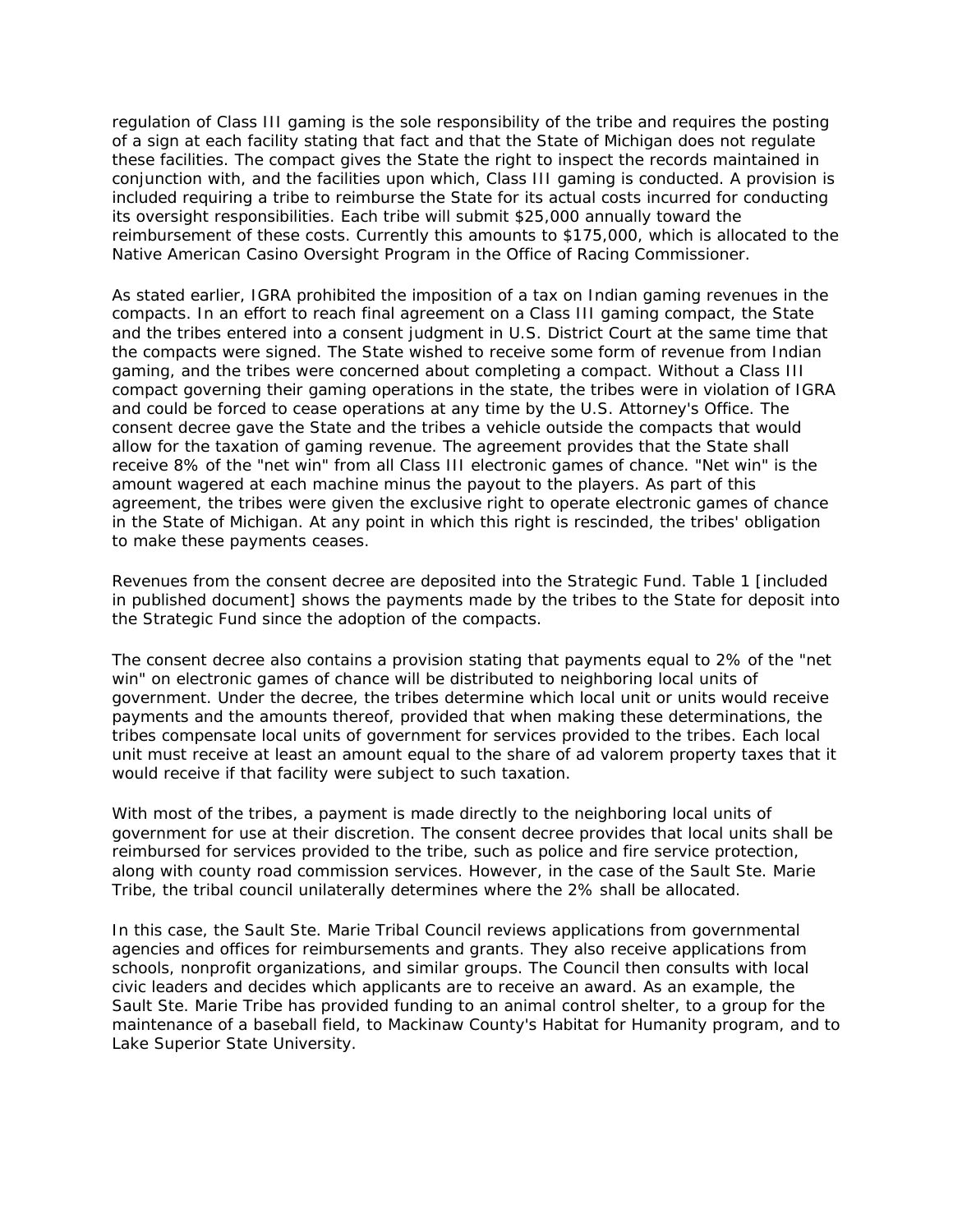regulation of Class III gaming is the sole responsibility of the tribe and requires the posting of a sign at each facility stating that fact and that the State of Michigan does not regulate these facilities. The compact gives the State the right to inspect the records maintained in conjunction with, and the facilities upon which, Class III gaming is conducted. A provision is included requiring a tribe to reimburse the State for its actual costs incurred for conducting its oversight responsibilities. Each tribe will submit $25,000 annually toward the reimbursement of these costs. Currently this amounts to $175,000, which is allocated to the Native American Casino Oversight Program in the Office of Racing Commissioner.

As stated earlier, IGRA prohibited the imposition of a tax on Indian gaming revenues in the compacts. In an effort to reach final agreement on a Class III gaming compact, the State and the tribes entered into a consent judgment in U.S. District Court at the same time that the compacts were signed. The State wished to receive some form of revenue from Indian gaming, and the tribes were concerned about completing a compact. Without a Class III compact governing their gaming operations in the state, the tribes were in violation of IGRA and could be forced to cease operations at any time by the U.S. Attorney's Office. The consent decree gave the State and the tribes a vehicle outside the compacts that would allow for the taxation of gaming revenue. The agreement provides that the State shall receive 8% of the "net win" from all Class III electronic games of chance. "Net win" is the amount wagered at each machine minus the payout to the players. As part of this agreement, the tribes were given the exclusive right to operate electronic games of chance in the State of Michigan. At any point in which this right is rescinded, the tribes' obligation to make these payments ceases.

Revenues from the consent decree are deposited into the Strategic Fund. Table 1 [included in published document] shows the payments made by the tribes to the State for deposit into the Strategic Fund since the adoption of the compacts.

The consent decree also contains a provision stating that payments equal to 2% of the "net win" on electronic games of chance will be distributed to neighboring local units of government. Under the decree, the tribes determine which local unit or units would receive payments and the amounts thereof, provided that when making these determinations, the tribes compensate local units of government for services provided to the tribes. Each local unit must receive at least an amount equal to the share of ad valorem property taxes that it would receive if that facility were subject to such taxation.

With most of the tribes, a payment is made directly to the neighboring local units of government for use at their discretion. The consent decree provides that local units shall be reimbursed for services provided to the tribe, such as police and fire service protection, along with county road commission services. However, in the case of the Sault Ste. Marie Tribe, the tribal council unilaterally determines where the 2% shall be allocated.

In this case, the Sault Ste. Marie Tribal Council reviews applications from governmental agencies and offices for reimbursements and grants. They also receive applications from schools, nonprofit organizations, and similar groups. The Council then consults with local civic leaders and decides which applicants are to receive an award. As an example, the Sault Ste. Marie Tribe has provided funding to an animal control shelter, to a group for the maintenance of a baseball field, to Mackinaw County's Habitat for Humanity program, and to Lake Superior State University.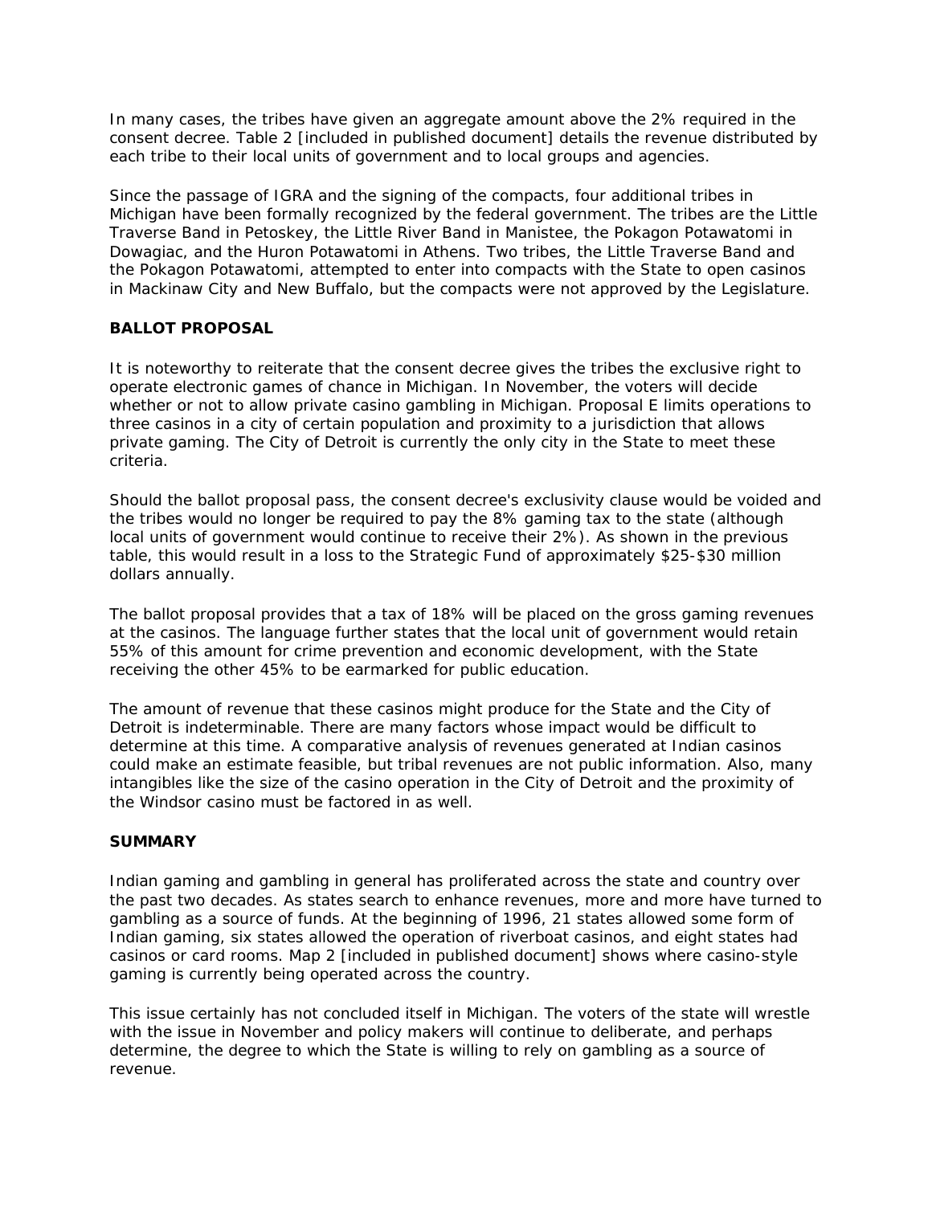In many cases, the tribes have given an aggregate amount above the 2% required in the consent decree. Table 2 [included in published document] details the revenue distributed by each tribe to their local units of government and to local groups and agencies.

Since the passage of IGRA and the signing of the compacts, four additional tribes in Michigan have been formally recognized by the federal government. The tribes are the Little Traverse Band in Petoskey, the Little River Band in Manistee, the Pokagon Potawatomi in Dowagiac, and the Huron Potawatomi in Athens. Two tribes, the Little Traverse Band and the Pokagon Potawatomi, attempted to enter into compacts with the State to open casinos in Mackinaw City and New Buffalo, but the compacts were not approved by the Legislature.

## BALLOT PROPOSAL

It is noteworthy to reiterate that the consent decree gives the tribes the exclusive right to operate electronic games of chance in Michigan. In November, the voters will decide whether or not to allow private casino gambling in Michigan. Proposal E limits operations to three casinos in a city of certain population and proximity to a jurisdiction that allows private gaming. The City of Detroit is currently the only city in the State to meet these criteria.

Should the ballot proposal pass, the consent decree's exclusivity clause would be voided and the tribes would no longer be required to pay the 8% gaming tax to the state (although local units of government would continue to receive their 2%). As shown in the previous table, this would result in a loss to the Strategic Fund of approximately $25-$30 million dollars annually.

The ballot proposal provides that a tax of 18% will be placed on the gross gaming revenues at the casinos. The language further states that the local unit of government would retain 55% of this amount for crime prevention and economic development, with the State receiving the other 45% to be earmarked for public education.

The amount of revenue that these casinos might produce for the State and the City of Detroit is indeterminable. There are many factors whose impact would be difficult to determine at this time. A comparative analysis of revenues generated at Indian casinos could make an estimate feasible, but tribal revenues are not public information. Also, many intangibles like the size of the casino operation in the City of Detroit and the proximity of the Windsor casino must be factored in as well.

## SUMMARY

Indian gaming and gambling in general has proliferated across the state and country over the past two decades. As states search to enhance revenues, more and more have turned to gambling as a source of funds. At the beginning of 1996, 21 states allowed some form of Indian gaming, six states allowed the operation of riverboat casinos, and eight states had casinos or card rooms. Map 2 [included in published document] shows where casino-style gaming is currently being operated across the country.

This issue certainly has not concluded itself in Michigan. The voters of the state will wrestle with the issue in November and policy makers will continue to deliberate, and perhaps determine, the degree to which the State is willing to rely on gambling as a source of revenue.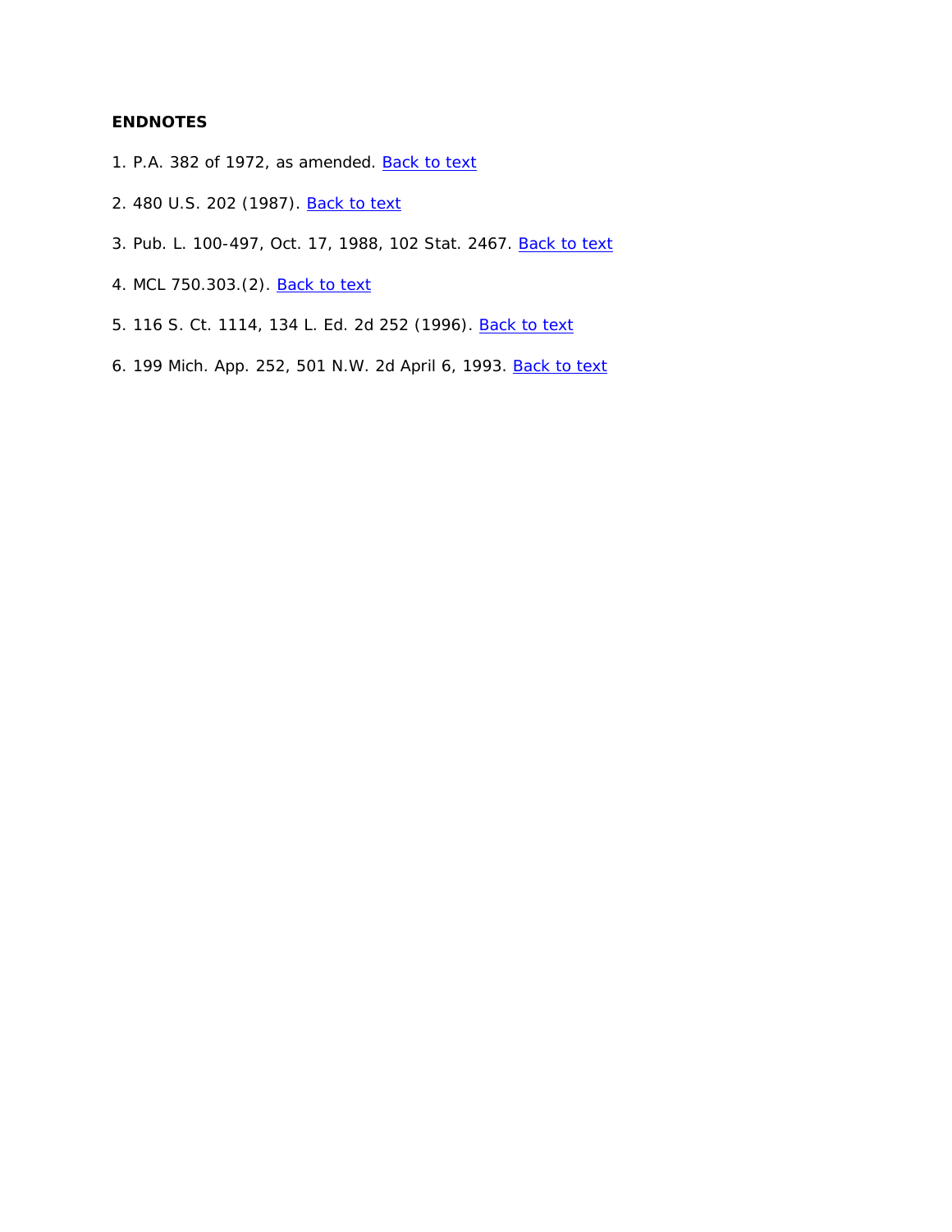**ENDNOTES**

1. P.A. 382 of 1972, as amended. Back to text

2. 480 U.S. 202 (1987). Back to text

3. Pub. L. 100-497, Oct. 17, 1988, 102 Stat. 2467. Back to text

4. MCL 750.303.(2). Back to text

5. 116 S. Ct. 1114, 134 L. Ed. 2d 252 (1996). Back to text

6. 199 Mich. App. 252, 501 N.W. 2d April 6, 1993. Back to text